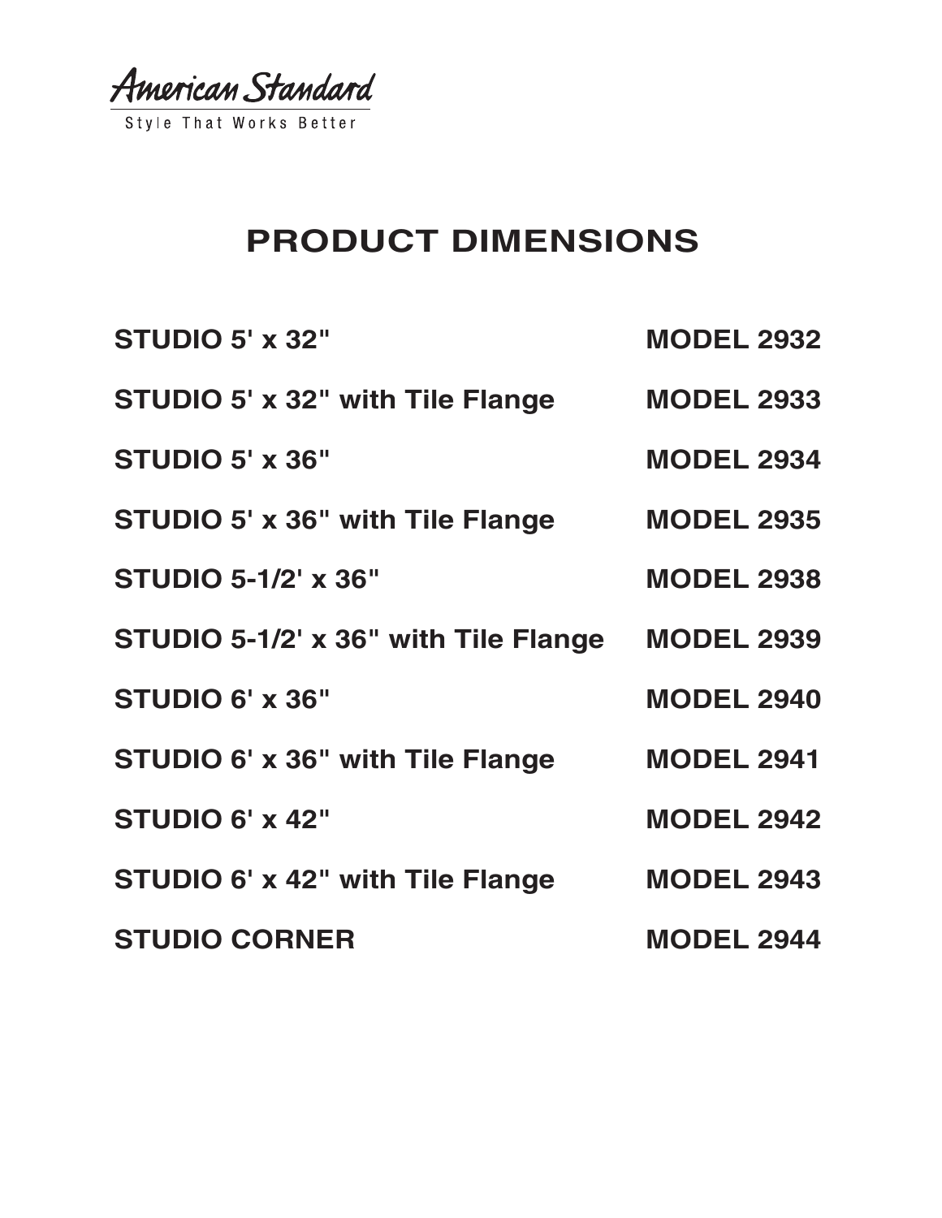American Standard

Style That Works Better

# PRODUCT DIMENSIONS

| | |
|---|---|
| **STUDIO 5' x 32"** | **MODEL 2932** |
| **STUDIO 5' x 32" with Tile Flange** | **MODEL 2933** |
| **STUDIO 5' x 36"** | **MODEL 2934** |
| **STUDIO 5' x 36" with Tile Flange** | **MODEL 2935** |
| **STUDIO 5-1/2' x 36"** | **MODEL 2938** |
| **STUDIO 5-1/2' x 36" with Tile Flange** | **MODEL 2939** |
| **STUDIO 6' x 36"** | **MODEL 2940** |
| **STUDIO 6' x 36" with Tile Flange** | **MODEL 2941** |
| **STUDIO 6' x 42"** | **MODEL 2942** |
| **STUDIO 6' x 42" with Tile Flange** | **MODEL 2943** |
| **STUDIO CORNER** | **MODEL 2944** |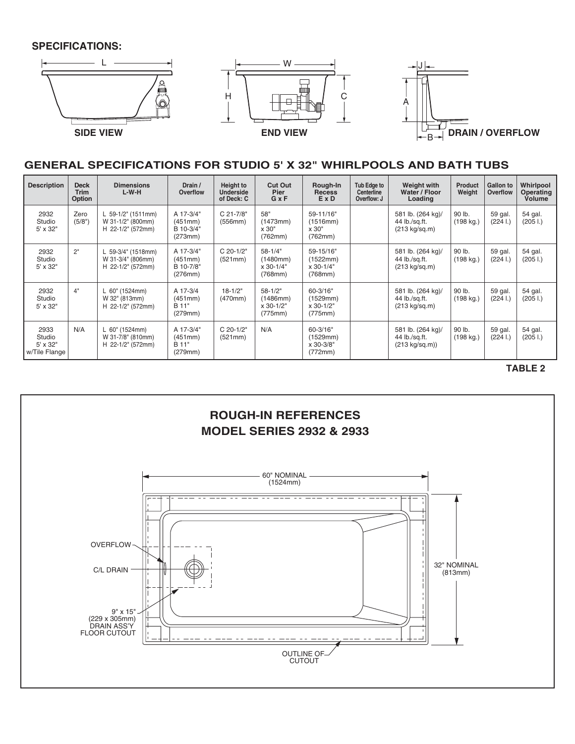**SPECIFICATIONS:**

SIDE VIEW

END VIEW

DRAIN / OVERFLOW

## GENERAL SPECIFICATIONS FOR STUDIO 5' X 32" WHIRLPOOLS AND BATH TUBS

| Description | Deck Trim Option | Dimensions L-W-H | Drain / Overflow | Height to Underside of Deck: C | Cut Out Pier G x F | Rough-In Recess E x D | Tub Edge to Centerline Overflow: J | Weight with Water / Floor Loading | Product Weight | Gallon to Overflow | Whirlpool Operating Volume |
|---|---|---|---|---|---|---|---|---|---|---|---|
| 2932 Studio 5' x 32" | Zero (5/8") | L 59-1/2" (1511mm) W 31-1/2" (800mm) H 22-1/2" (572mm) | A 17-3/4" (451mm) B 10-3/4" (273mm) | C 21-7/8" (556mm) | 58" (1473mm) x 30" (762mm) | 59-11/16" (1516mm) x 30" (762mm) | | 581 lb. (264 kg)/ 44 lb./sq.ft. (213 kg/sq.m) | 90 lb. (198 kg.) | 59 gal. (224 l.) | 54 gal. (205 l.) |
| 2932 Studio 5' x 32" | 2" | L 59-3/4" (1518mm) W 31-3/4" (806mm) H 22-1/2" (572mm) | A 17-3/4" (451mm) B 10-7/8" (276mm) | C 20-1/2" (521mm) | 58-1/4" (1480mm) x 30-1/4" (768mm) | 59-15/16" (1522mm) x 30-1/4" (768mm) | | 581 lb. (264 kg)/ 44 lb./sq.ft. (213 kg/sq.m) | 90 lb. (198 kg.) | 59 gal. (224 l.) | 54 gal. (205 l.) |
| 2932 Studio 5' x 32" | 4" | L 60" (1524mm) W 32" (813mm) H 22-1/2" (572mm) | A 17-3/4 (451mm) B 11" (279mm) | 18-1/2" (470mm) | 58-1/2" (1486mm) x 30-1/2" (775mm) | 60-3/16" (1529mm) x 30-1/2" (775mm) | | 581 lb. (264 kg)/ 44 lb./sq.ft. (213 kg/sq.m) | 90 lb. (198 kg.) | 59 gal. (224 l.) | 54 gal. (205 l.) |
| 2933 Studio 5' x 32" w/Tile Flange | N/A | L 60" (1524mm) W 31-7/8" (810mm) H 22-1/2" (572mm) | A 17-3/4" (451mm) B 11" (279mm) | C 20-1/2" (521mm) | N/A | 60-3/16" (1529mm) x 30-3/8" (772mm) | | 581 lb. (264 kg)/ 44 lb./sq.ft. (213 kg/sq.m)) | 90 lb. (198 kg.) | 59 gal. (224 l.) | 54 gal. (205 l.) |

**TABLE 2**

## ROUGH-IN REFERENCES
## MODEL SERIES 2932 & 2933

60" NOMINAL (1524mm)

32" NOMINAL (813mm)

OVERFLOW

C/L DRAIN

9" x 15" (229 x 305mm) DRAIN ASS'Y FLOOR CUTOUT

OUTLINE OF CUTOUT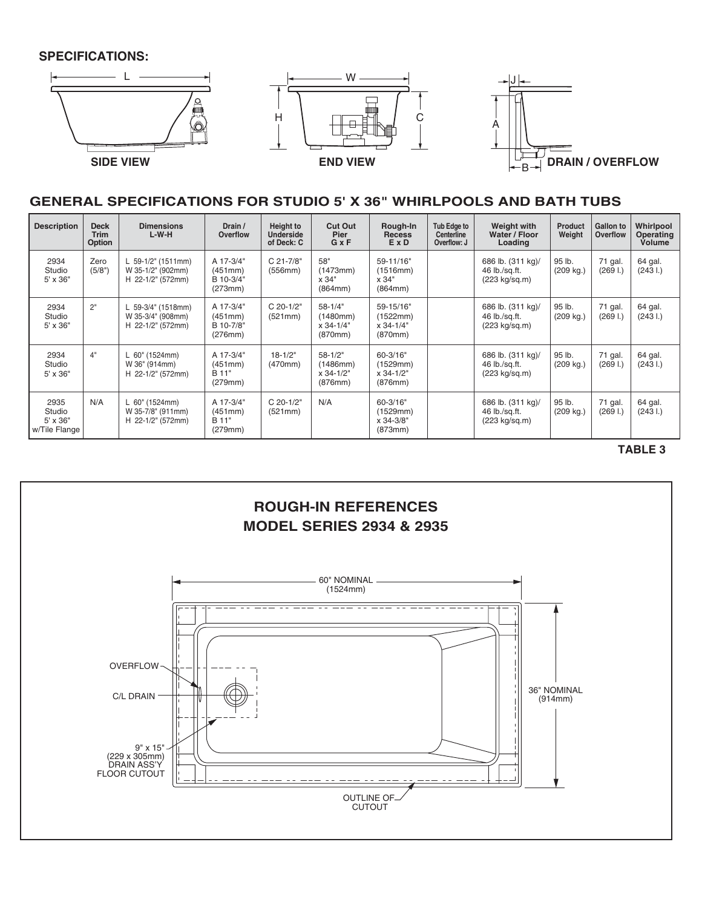**SPECIFICATIONS:**

SIDE VIEW

END VIEW

DRAIN / OVERFLOW

## GENERAL SPECIFICATIONS FOR STUDIO 5' X 36" WHIRLPOOLS AND BATH TUBS

| Description | Deck Trim Option | Dimensions L-W-H | Drain / Overflow | Height to Underside of Deck: C | Cut Out Pier G x F | Rough-In Recess E x D | Tub Edge to Centerline Overflow: J | Weight with Water / Floor Loading | Product Weight | Gallon to Overflow | Whirlpool Operating Volume |
|---|---|---|---|---|---|---|---|---|---|---|---|
| 2934 Studio 5' x 36" | Zero (5/8") | L 59-1/2" (1511mm) W 35-1/2" (902mm) H 22-1/2" (572mm) | A 17-3/4" (451mm) B 10-3/4" (273mm) | C 21-7/8" (556mm) | 58" (1473mm) x 34" (864mm) | 59-11/16" (1516mm) x 34" (864mm) | | 686 lb. (311 kg)/ 46 lb./sq.ft. (223 kg/sq.m) | 95 lb. (209 kg.) | 71 gal. (269 l.) | 64 gal. (243 l.) |
| 2934 Studio 5' x 36" | 2" | L 59-3/4" (1518mm) W 35-3/4" (908mm) H 22-1/2" (572mm) | A 17-3/4" (451mm) B 10-7/8" (276mm) | C 20-1/2" (521mm) | 58-1/4" (1480mm) x 34-1/4" (870mm) | 59-15/16" (1522mm) x 34-1/4" (870mm) | | 686 lb. (311 kg)/ 46 lb./sq.ft. (223 kg/sq.m) | 95 lb. (209 kg.) | 71 gal. (269 l.) | 64 gal. (243 l.) |
| 2934 Studio 5' x 36" | 4" | L 60" (1524mm) W 36" (914mm) H 22-1/2" (572mm) | A 17-3/4" (451mm) B 11" (279mm) | 18-1/2" (470mm) | 58-1/2" (1486mm) x 34-1/2" (876mm) | 60-3/16" (1529mm) x 34-1/2" (876mm) | | 686 lb. (311 kg)/ 46 lb./sq.ft. (223 kg/sq.m) | 95 lb. (209 kg.) | 71 gal. (269 l.) | 64 gal. (243 l.) |
| 2935 Studio 5' x 36" w/Tile Flange | N/A | L 60" (1524mm) W 35-7/8" (911mm) H 22-1/2" (572mm) | A 17-3/4" (451mm) B 11" (279mm) | C 20-1/2" (521mm) | N/A | 60-3/16" (1529mm) x 34-3/8" (873mm) | | 686 lb. (311 kg)/ 46 lb./sq.ft. (223 kg/sq.m) | 95 lb. (209 kg.) | 71 gal. (269 l.) | 64 gal. (243 l.) |

**TABLE 3**

## ROUGH-IN REFERENCES
## MODEL SERIES 2934 & 2935

60" NOMINAL (1524mm)

36" NOMINAL (914mm)

OVERFLOW

C/L DRAIN

9" x 15" (229 x 305mm) DRAIN ASS'Y FLOOR CUTOUT

OUTLINE OF CUTOUT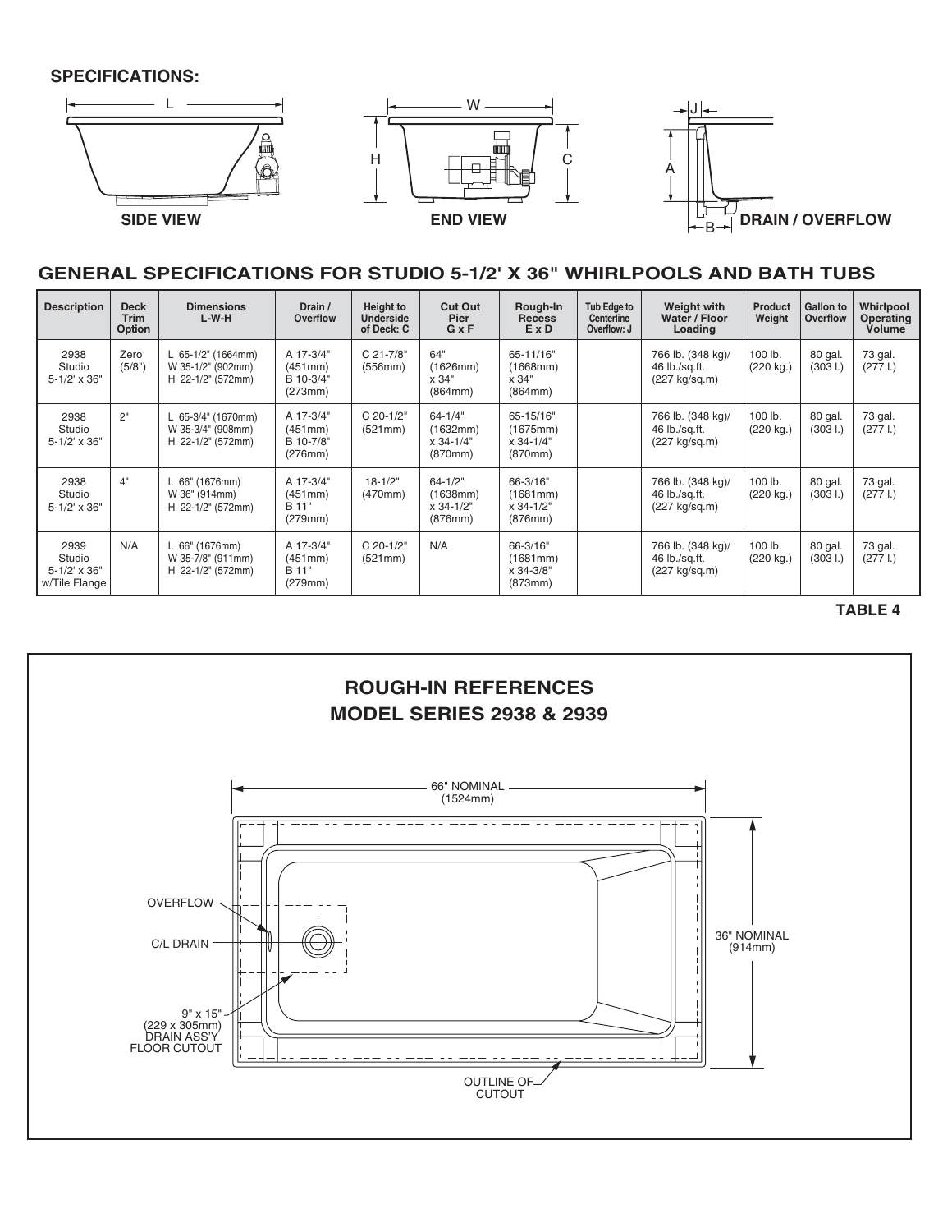**SPECIFICATIONS:**

SIDE VIEW — END VIEW — DRAIN / OVERFLOW

## GENERAL SPECIFICATIONS FOR STUDIO 5-1/2' X 36" WHIRLPOOLS AND BATH TUBS

| Description | Deck Trim Option | Dimensions L-W-H | Drain / Overflow | Height to Underside of Deck: C | Cut Out Pier G x F | Rough-In Recess E x D | Tub Edge to Centerline Overflow: J | Weight with Water / Floor Loading | Product Weight | Gallon to Overflow | Whirlpool Operating Volume |
|---|---|---|---|---|---|---|---|---|---|---|---|
| 2938 Studio 5-1/2' x 36" | Zero (5/8") | L 65-1/2" (1664mm) W 35-1/2" (902mm) H 22-1/2" (572mm) | A 17-3/4" (451mm) B 10-3/4" (273mm) | C 21-7/8" (556mm) | 64" (1626mm) x 34" (864mm) | 65-11/16" (1668mm) x 34" (864mm) | | 766 lb. (348 kg)/ 46 lb./sq.ft. (227 kg/sq.m) | 100 lb. (220 kg.) | 80 gal. (303 l.) | 73 gal. (277 l.) |
| 2938 Studio 5-1/2' x 36" | 2" | L 65-3/4" (1670mm) W 35-3/4" (908mm) H 22-1/2" (572mm) | A 17-3/4" (451mm) B 10-7/8" (276mm) | C 20-1/2" (521mm) | 64-1/4" (1632mm) x 34-1/4" (870mm) | 65-15/16" (1675mm) x 34-1/4" (870mm) | | 766 lb. (348 kg)/ 46 lb./sq.ft. (227 kg/sq.m) | 100 lb. (220 kg.) | 80 gal. (303 l.) | 73 gal. (277 l.) |
| 2938 Studio 5-1/2' x 36" | 4" | L 66" (1676mm) W 36" (914mm) H 22-1/2" (572mm) | A 17-3/4" (451mm) B 11" (279mm) | 18-1/2" (470mm) | 64-1/2" (1638mm) x 34-1/2" (876mm) | 66-3/16" (1681mm) x 34-1/2" (876mm) | | 766 lb. (348 kg)/ 46 lb./sq.ft. (227 kg/sq.m) | 100 lb. (220 kg.) | 80 gal. (303 l.) | 73 gal. (277 l.) |
| 2939 Studio 5-1/2' x 36" w/Tile Flange | N/A | L 66" (1676mm) W 35-7/8" (911mm) H 22-1/2" (572mm) | A 17-3/4" (451mm) B 11" (279mm) | C 20-1/2" (521mm) | N/A | 66-3/16" (1681mm) x 34-3/8" (873mm) | | 766 lb. (348 kg)/ 46 lb./sq.ft. (227 kg/sq.m) | 100 lb. (220 kg.) | 80 gal. (303 l.) | 73 gal. (277 l.) |

**TABLE 4**

## ROUGH-IN REFERENCES
## MODEL SERIES 2938 & 2939

66" NOMINAL (1524mm)

36" NOMINAL (914mm)

OVERFLOW

C/L DRAIN

9" x 15" (229 x 305mm) DRAIN ASS'Y FLOOR CUTOUT

OUTLINE OF CUTOUT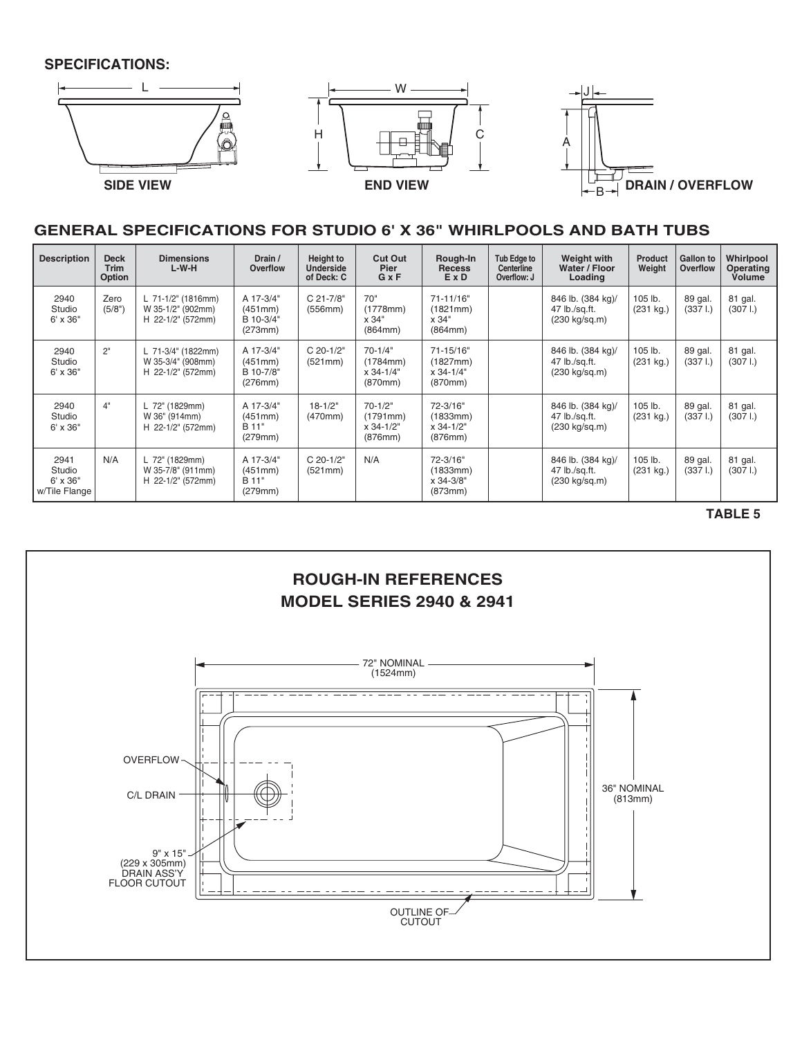**SPECIFICATIONS:**

SIDE VIEW

END VIEW

DRAIN / OVERFLOW

## GENERAL SPECIFICATIONS FOR STUDIO 6' X 36" WHIRLPOOLS AND BATH TUBS

| Description | Deck Trim Option | Dimensions L-W-H | Drain / Overflow | Height to Underside of Deck: C | Cut Out Pier G x F | Rough-In Recess E x D | Tub Edge to Centerline Overflow: J | Weight with Water / Floor Loading | Product Weight | Gallon to Overflow | Whirlpool Operating Volume |
|---|---|---|---|---|---|---|---|---|---|---|---|
| 2940 Studio 6' x 36" | Zero (5/8") | L 71-1/2" (1816mm) W 35-1/2" (902mm) H 22-1/2" (572mm) | A 17-3/4" (451mm) B 10-3/4" (273mm) | C 21-7/8" (556mm) | 70" (1778mm) x 34" (864mm) | 71-11/16" (1821mm) x 34" (864mm) | | 846 lb. (384 kg)/ 47 lb./sq.ft. (230 kg/sq.m) | 105 lb. (231 kg.) | 89 gal. (337 l.) | 81 gal. (307 l.) |
| 2940 Studio 6' x 36" | 2" | L 71-3/4" (1822mm) W 35-3/4" (908mm) H 22-1/2" (572mm) | A 17-3/4" (451mm) B 10-7/8" (276mm) | C 20-1/2" (521mm) | 70-1/4" (1784mm) x 34-1/4" (870mm) | 71-15/16" (1827mm) x 34-1/4" (870mm) | | 846 lb. (384 kg)/ 47 lb./sq.ft. (230 kg/sq.m) | 105 lb. (231 kg.) | 89 gal. (337 l.) | 81 gal. (307 l.) |
| 2940 Studio 6' x 36" | 4" | L 72" (1829mm) W 36" (914mm) H 22-1/2" (572mm) | A 17-3/4" (451mm) B 11" (279mm) | 18-1/2" (470mm) | 70-1/2" (1791mm) x 34-1/2" (876mm) | 72-3/16" (1833mm) x 34-1/2" (876mm) | | 846 lb. (384 kg)/ 47 lb./sq.ft. (230 kg/sq.m) | 105 lb. (231 kg.) | 89 gal. (337 l.) | 81 gal. (307 l.) |
| 2941 Studio 6' x 36" w/Tile Flange | N/A | L 72" (1829mm) W 35-7/8" (911mm) H 22-1/2" (572mm) | A 17-3/4" (451mm) B 11" (279mm) | C 20-1/2" (521mm) | N/A | 72-3/16" (1833mm) x 34-3/8" (873mm) | | 846 lb. (384 kg)/ 47 lb./sq.ft. (230 kg/sq.m) | 105 lb. (231 kg.) | 89 gal. (337 l.) | 81 gal. (307 l.) |

**TABLE 5**

## ROUGH-IN REFERENCES
## MODEL SERIES 2940 & 2941

72" NOMINAL (1524mm)

36" NOMINAL (813mm)

OVERFLOW

C/L DRAIN

9" x 15" (229 x 305mm) DRAIN ASS'Y FLOOR CUTOUT

OUTLINE OF CUTOUT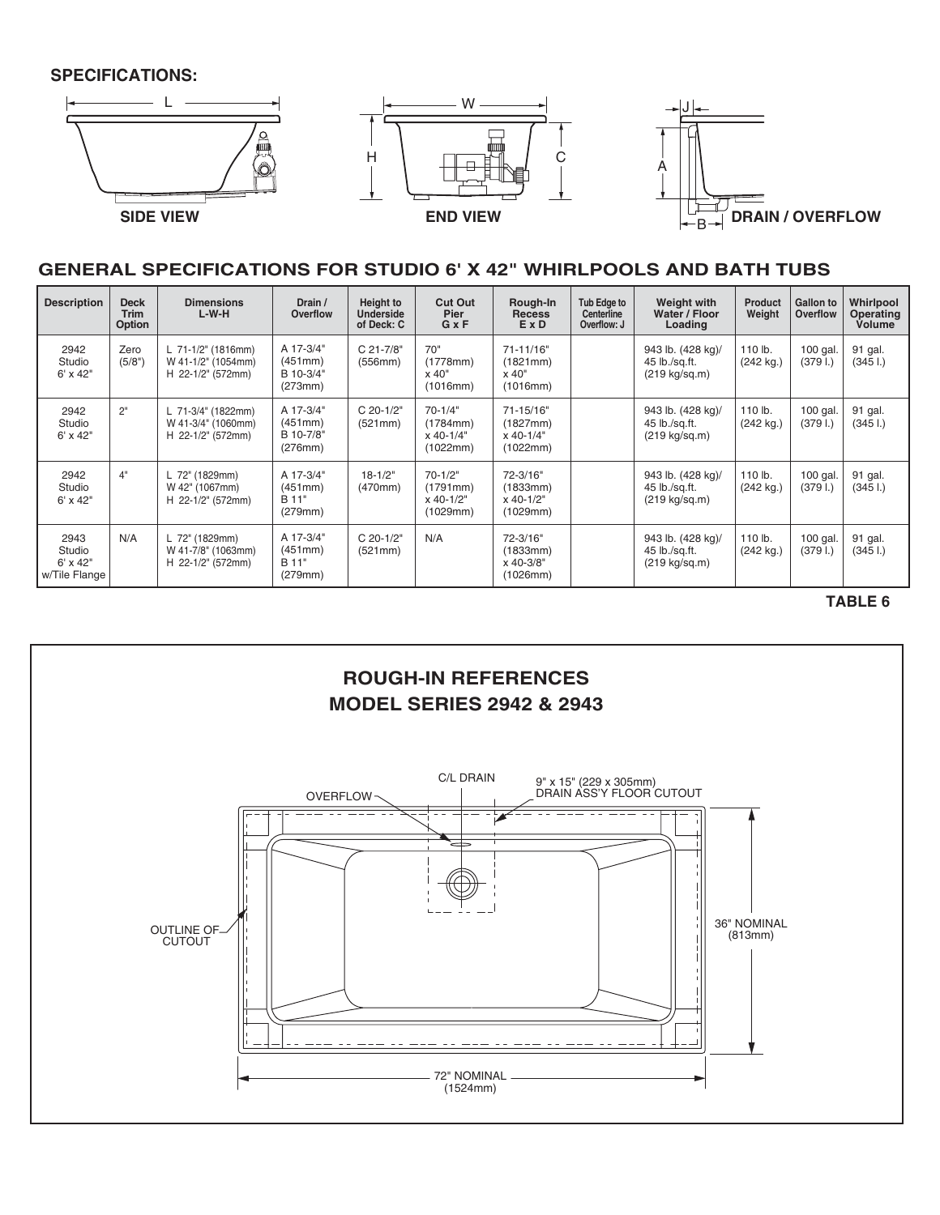**SPECIFICATIONS:**

SIDE VIEW — END VIEW — DRAIN / OVERFLOW

## GENERAL SPECIFICATIONS FOR STUDIO 6' X 42" WHIRLPOOLS AND BATH TUBS

| Description | Deck Trim Option | Dimensions L-W-H | Drain / Overflow | Height to Underside of Deck: C | Cut Out Pier G x F | Rough-In Recess E x D | Tub Edge to Centerline Overflow: J | Weight with Water / Floor Loading | Product Weight | Gallon to Overflow | Whirlpool Operating Volume |
|---|---|---|---|---|---|---|---|---|---|---|---|
| 2942 Studio 6' x 42" | Zero (5/8") | L 71-1/2" (1816mm) W 41-1/2" (1054mm) H 22-1/2" (572mm) | A 17-3/4" (451mm) B 10-3/4" (273mm) | C 21-7/8" (556mm) | 70" (1778mm) x 40" (1016mm) | 71-11/16" (1821mm) x 40" (1016mm) | | 943 lb. (428 kg)/ 45 lb./sq.ft. (219 kg/sq.m) | 110 lb. (242 kg.) | 100 gal. (379 l.) | 91 gal. (345 l.) |
| 2942 Studio 6' x 42" | 2" | L 71-3/4" (1822mm) W 41-3/4" (1060mm) H 22-1/2" (572mm) | A 17-3/4" (451mm) B 10-7/8" (276mm) | C 20-1/2" (521mm) | 70-1/4" (1784mm) x 40-1/4" (1022mm) | 71-15/16" (1827mm) x 40-1/4" (1022mm) | | 943 lb. (428 kg)/ 45 lb./sq.ft. (219 kg/sq.m) | 110 lb. (242 kg.) | 100 gal. (379 l.) | 91 gal. (345 l.) |
| 2942 Studio 6' x 42" | 4" | L 72" (1829mm) W 42" (1067mm) H 22-1/2" (572mm) | A 17-3/4" (451mm) B 11" (279mm) | 18-1/2" (470mm) | 70-1/2" (1791mm) x 40-1/2" (1029mm) | 72-3/16" (1833mm) x 40-1/2" (1029mm) | | 943 lb. (428 kg)/ 45 lb./sq.ft. (219 kg/sq.m) | 110 lb. (242 kg.) | 100 gal. (379 l.) | 91 gal. (345 l.) |
| 2943 Studio 6' x 42" w/Tile Flange | N/A | L 72" (1829mm) W 41-7/8" (1063mm) H 22-1/2" (572mm) | A 17-3/4" (451mm) B 11" (279mm) | C 20-1/2" (521mm) | N/A | 72-3/16" (1833mm) x 40-3/8" (1026mm) | | 943 lb. (428 kg)/ 45 lb./sq.ft. (219 kg/sq.m) | 110 lb. (242 kg.) | 100 gal. (379 l.) | 91 gal. (345 l.) |

**TABLE 6**

## ROUGH-IN REFERENCES
## MODEL SERIES 2942 & 2943

C/L DRAIN

9" x 15" (229 x 305mm) DRAIN ASS'Y FLOOR CUTOUT

OVERFLOW

OUTLINE OF CUTOUT

36" NOMINAL (813mm)

72" NOMINAL (1524mm)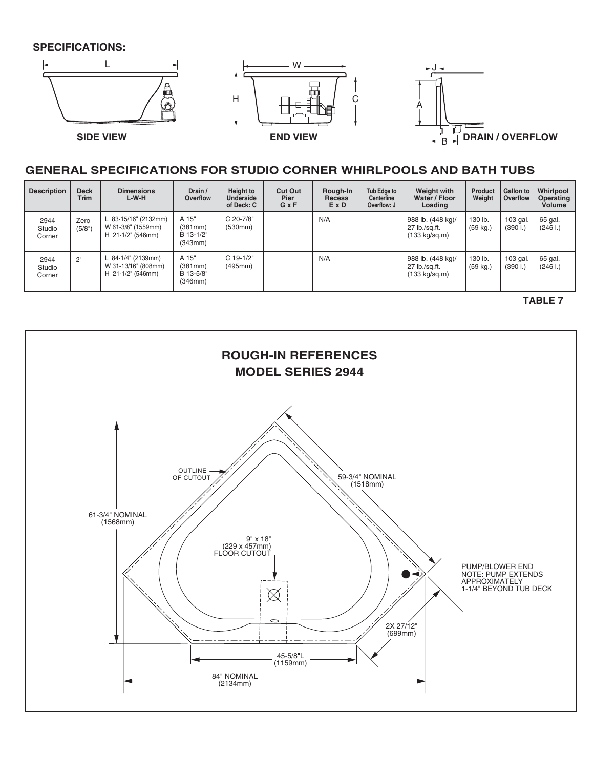**SPECIFICATIONS:**

L

W

H

C

J

A

B

SIDE VIEW

END VIEW

DRAIN / OVERFLOW

## GENERAL SPECIFICATIONS FOR STUDIO CORNER WHIRLPOOLS AND BATH TUBS

| Description | Deck Trim | Dimensions L-W-H | Drain / Overflow | Height to Underside of Deck: C | Cut Out Pier G x F | Rough-In Recess E x D | Tub Edge to Centerline Overflow: J | Weight with Water / Floor Loading | Product Weight | Gallon to Overflow | Whirlpool Operating Volume |
|---|---|---|---|---|---|---|---|---|---|---|---|
| 2944 Studio Corner | Zero (5/8") | L 83-15/16" (2132mm) W 61-3/8" (1559mm) H 21-1/2" (546mm) | A 15" (381mm) B 13-1/2" (343mm) | C 20-7/8" (530mm) | | N/A | | 988 lb. (448 kg)/ 27 lb./sq.ft. (133 kg/sq.m) | 130 lb. (59 kg.) | 103 gal. (390 l.) | 65 gal. (246 l.) |
| 2944 Studio Corner | 2" | L 84-1/4" (2139mm) W 31-13/16" (808mm) H 21-1/2" (546mm) | A 15" (381mm) B 13-5/8" (346mm) | C 19-1/2" (495mm) | | N/A | | 988 lb. (448 kg)/ 27 lb./sq.ft. (133 kg/sq.m) | 130 lb. (59 kg.) | 103 gal. (390 l.) | 65 gal. (246 l.) |

**TABLE 7**

## ROUGH-IN REFERENCES
## MODEL SERIES 2944

OUTLINE OF CUTOUT

59-3/4" NOMINAL (1518mm)

61-3/4" NOMINAL (1568mm)

9" x 18" (229 x 457mm) FLOOR CUTOUT

PUMP/BLOWER END NOTE: PUMP EXTENDS APPROXIMATELY 1-1/4" BEYOND TUB DECK

2X 27/12" (699mm)

45-5/8"L (1159mm)

84" NOMINAL (2134mm)